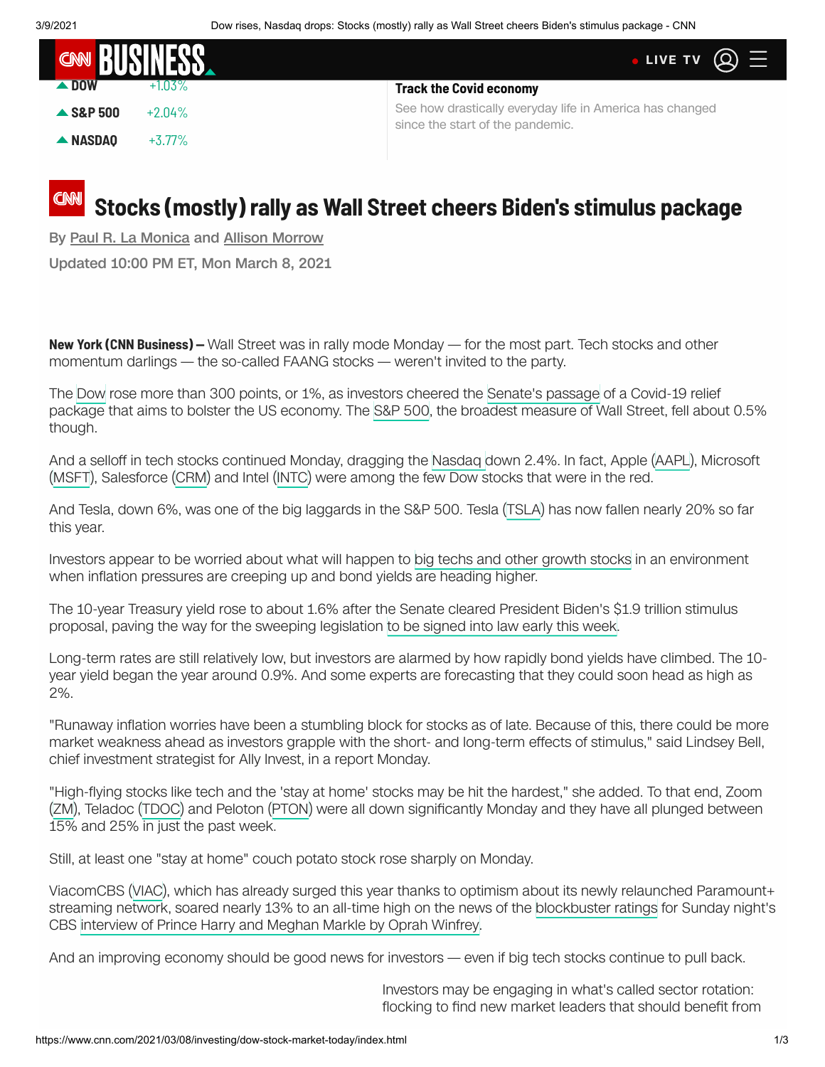| | |
|---|---|
| ▲ DOW | +1.03% |
| ▲ S&P 500 | +2.04% |
| ▲ NASDAQ | +3.77% |

**Track the Covid economy**

See how drastically everyday life in America has changed since the start of the pandemic.

# Stocks (mostly) rally as Wall Street cheers Biden's stimulus package

By Paul R. La Monica and Allison Morrow

Updated 10:00 PM ET, Mon March 8, 2021

**New York (CNN Business) —** Wall Street was in rally mode Monday — for the most part. Tech stocks and other momentum darlings — the so-called FAANG stocks — weren't invited to the party.

The Dow rose more than 300 points, or 1%, as investors cheered the Senate's passage of a Covid-19 relief package that aims to bolster the US economy. The S&P 500, the broadest measure of Wall Street, fell about 0.5% though.

And a selloff in tech stocks continued Monday, dragging the Nasdaq down 2.4%. In fact, Apple (AAPL), Microsoft (MSFT), Salesforce (CRM) and Intel (INTC) were among the few Dow stocks that were in the red.

And Tesla, down 6%, was one of the big laggards in the S&P 500. Tesla (TSLA) has now fallen nearly 20% so far this year.

Investors appear to be worried about what will happen to big techs and other growth stocks in an environment when inflation pressures are creeping up and bond yields are heading higher.

The 10-year Treasury yield rose to about 1.6% after the Senate cleared President Biden's $1.9 trillion stimulus proposal, paving the way for the sweeping legislation to be signed into law early this week.

Long-term rates are still relatively low, but investors are alarmed by how rapidly bond yields have climbed. The 10-year yield began the year around 0.9%. And some experts are forecasting that they could soon head as high as 2%.

"Runaway inflation worries have been a stumbling block for stocks as of late. Because of this, there could be more market weakness ahead as investors grapple with the short- and long-term effects of stimulus," said Lindsey Bell, chief investment strategist for Ally Invest, in a report Monday.

"High-flying stocks like tech and the 'stay at home' stocks may be hit the hardest," she added. To that end, Zoom (ZM), Teladoc (TDOC) and Peloton (PTON) were all down significantly Monday and they have all plunged between 15% and 25% in just the past week.

Still, at least one "stay at home" couch potato stock rose sharply on Monday.

ViacomCBS (VIAC), which has already surged this year thanks to optimism about its newly relaunched Paramount+ streaming network, soared nearly 13% to an all-time high on the news of the blockbuster ratings for Sunday night's CBS interview of Prince Harry and Meghan Markle by Oprah Winfrey.

And an improving economy should be good news for investors — even if big tech stocks continue to pull back.

Investors may be engaging in what's called sector rotation: flocking to find new market leaders that should benefit from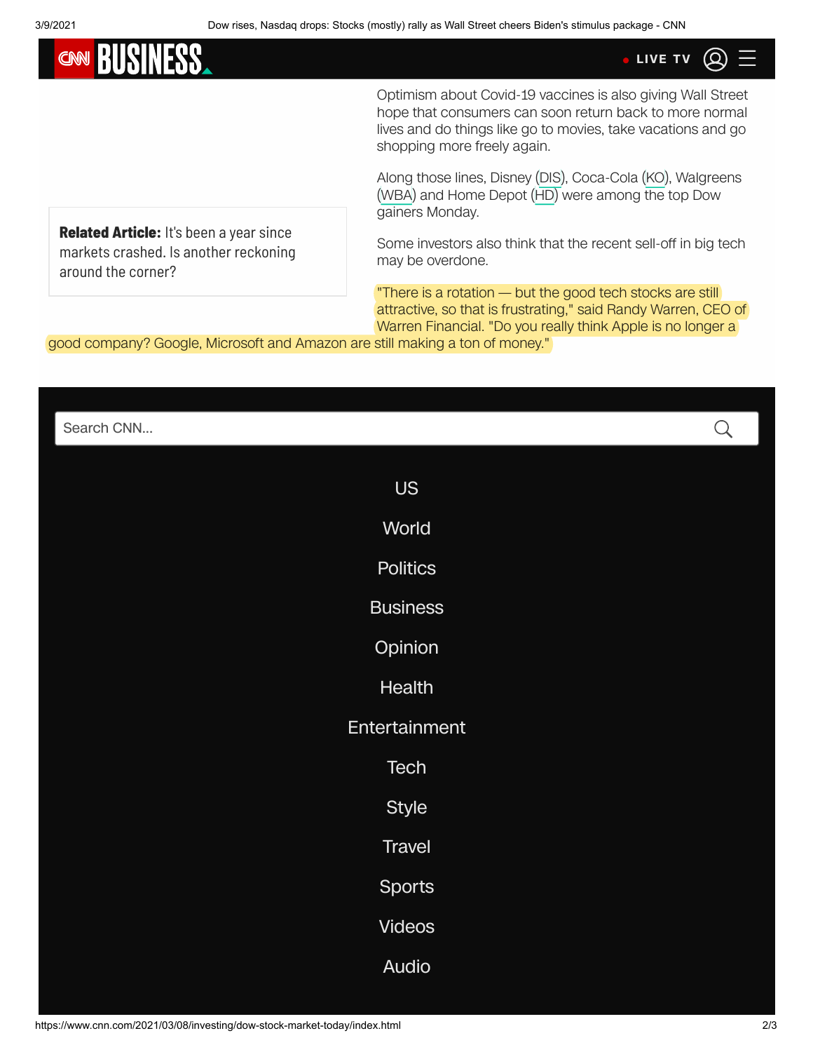Optimism about Covid-19 vaccines is also giving Wall Street hope that consumers can soon return back to more normal lives and do things like go to movies, take vacations and go shopping more freely again.

Along those lines, Disney (DIS), Coca-Cola (KO), Walgreens (WBA) and Home Depot (HD) were among the top Dow gainers Monday.

**Related Article:** It's been a year since markets crashed. Is another reckoning around the corner?

Some investors also think that the recent sell-off in big tech may be overdone.

"There is a rotation — but the good tech stocks are still attractive, so that is frustrating," said Randy Warren, CEO of Warren Financial. "Do you really think Apple is no longer a good company? Google, Microsoft and Amazon are still making a ton of money."

Search CNN...

US

World

Politics

Business

Opinion

Health

Entertainment

Tech

Style

Travel

Sports

Videos

Audio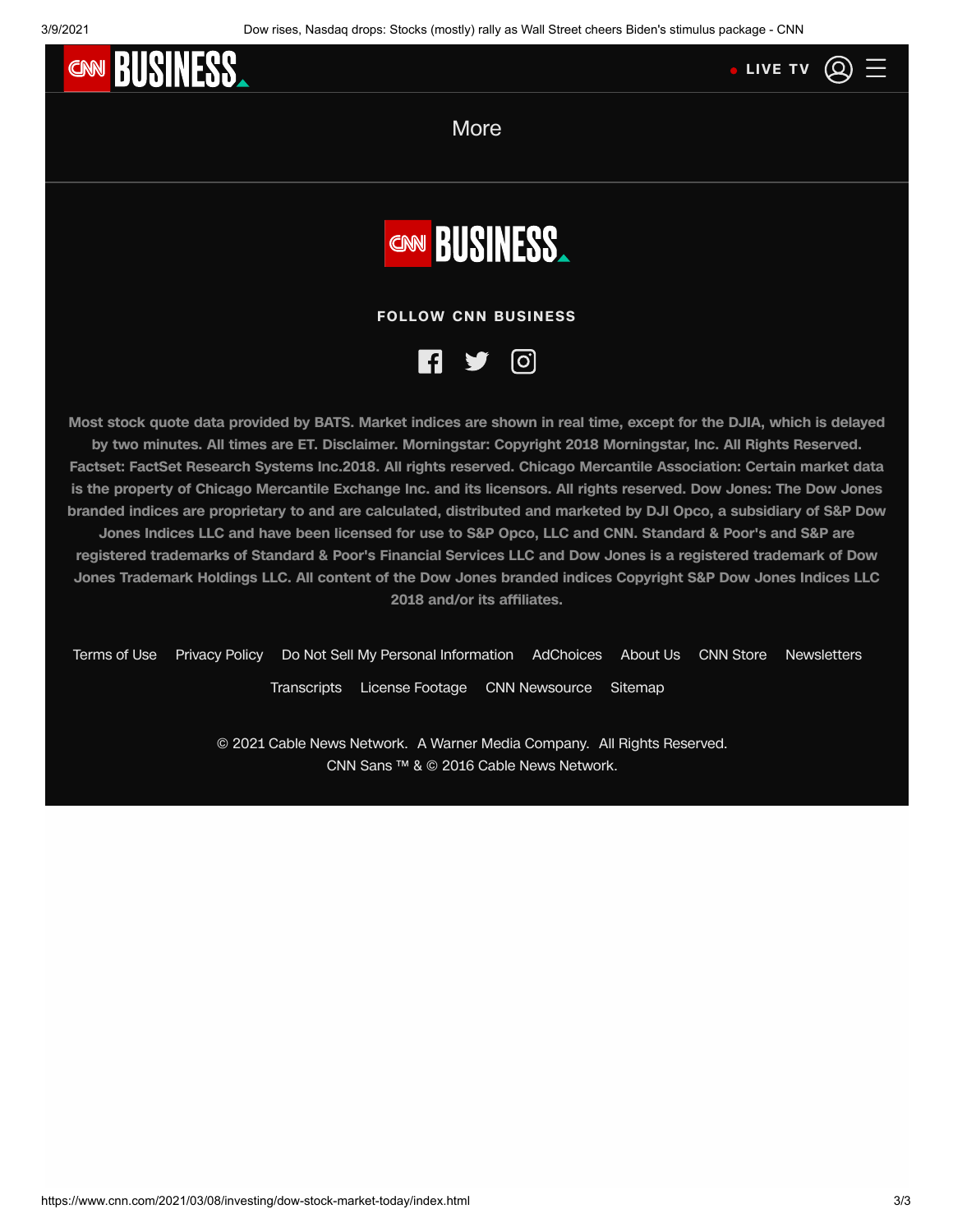More

FOLLOW CNN BUSINESS

**Most stock quote data provided by BATS. Market indices are shown in real time, except for the DJIA, which is delayed by two minutes. All times are ET. Disclaimer. Morningstar: Copyright 2018 Morningstar, Inc. All Rights Reserved. Factset: FactSet Research Systems Inc.2018. All rights reserved. Chicago Mercantile Association: Certain market data is the property of Chicago Mercantile Exchange Inc. and its licensors. All rights reserved. Dow Jones: The Dow Jones branded indices are proprietary to and are calculated, distributed and marketed by DJI Opco, a subsidiary of S&P Dow Jones Indices LLC and have been licensed for use to S&P Opco, LLC and CNN. Standard & Poor's and S&P are registered trademarks of Standard & Poor's Financial Services LLC and Dow Jones is a registered trademark of Dow Jones Trademark Holdings LLC. All content of the Dow Jones branded indices Copyright S&P Dow Jones Indices LLC 2018 and/or its affiliates.**

Terms of Use Privacy Policy Do Not Sell My Personal Information AdChoices About Us CNN Store Newsletters Transcripts License Footage CNN Newsource Sitemap

© 2021 Cable News Network. A Warner Media Company. All Rights Reserved.
CNN Sans ™ & © 2016 Cable News Network.